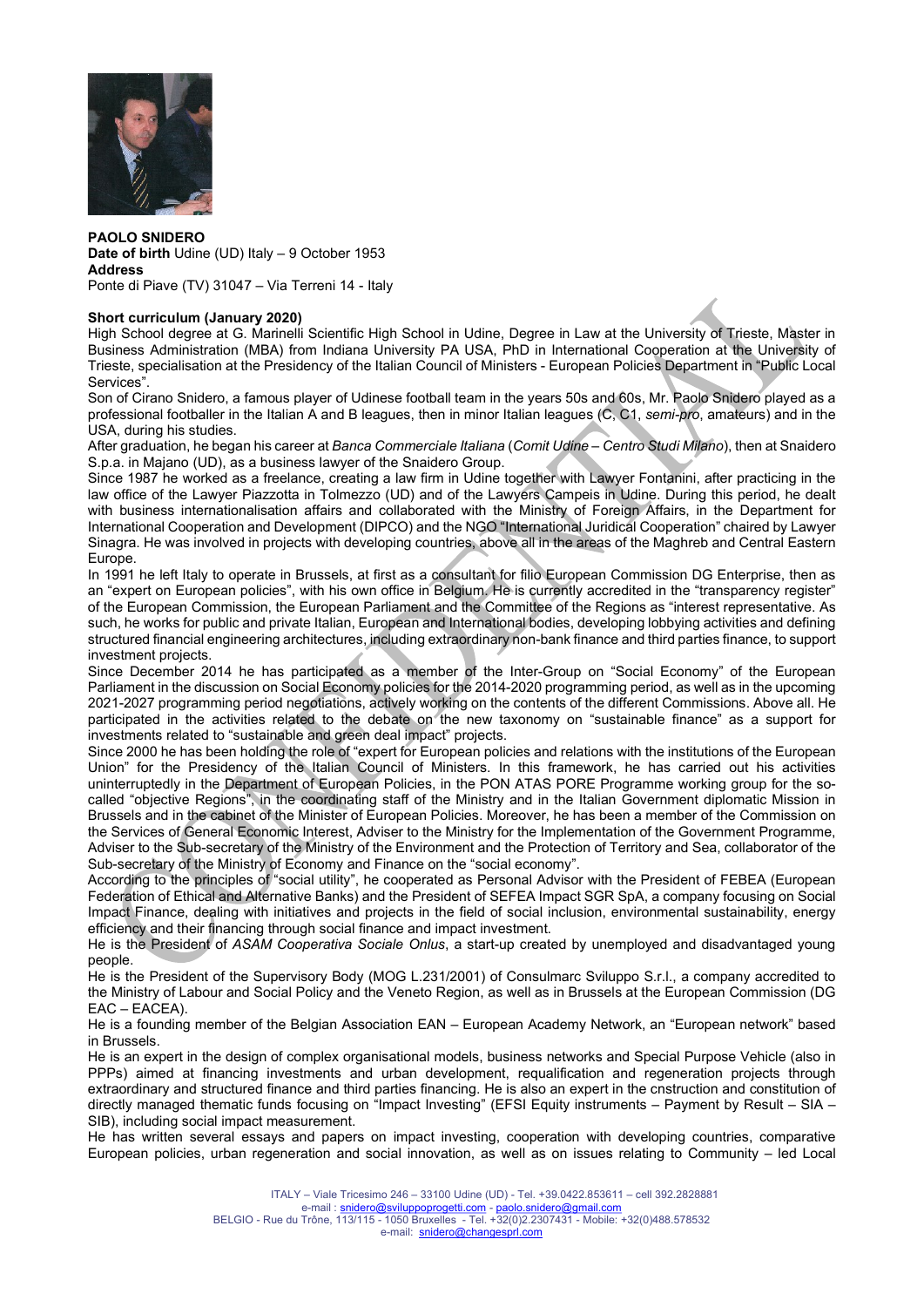**PAOLO SNIDERO**
**Date of birth** Udine (UD) Italy – 9 October 1953
**Address**
Ponte di Piave (TV) 31047 – Via Terreni 14 - Italy

**Short curriculum (January 2020)**
High School degree at G. Marinelli Scientific High School in Udine, Degree in Law at the University of Trieste, Master in Business Administration (MBA) from Indiana University PA USA, PhD in International Cooperation at the University of Trieste, specialisation at the Presidency of the Italian Council of Ministers - European Policies Department in "Public Local Services".

Son of Cirano Snidero, a famous player of Udinese football team in the years 50s and 60s, Mr. Paolo Snidero played as a professional footballer in the Italian A and B leagues, then in minor Italian leagues (C, C1, *semi-pro*, amateurs) and in the USA, during his studies.

After graduation, he began his career at *Banca Commerciale Italiana* (*Comit Udine – Centro Studi Milano*), then at Snaidero S.p.a. in Majano (UD), as a business lawyer of the Snaidero Group.

Since 1987 he worked as a freelance, creating a law firm in Udine together with Lawyer Fontanini, after practicing in the law office of the Lawyer Piazzotta in Tolmezzo (UD) and of the Lawyers Campeis in Udine. During this period, he dealt with business internationalisation affairs and collaborated with the Ministry of Foreign Affairs, in the Department for International Cooperation and Development (DIPCO) and the NGO "International Juridical Cooperation" chaired by Lawyer Sinagra. He was involved in projects with developing countries, above all in the areas of the Maghreb and Central Eastern Europe.

In 1991 he left Italy to operate in Brussels, at first as a consultant for filio European Commission DG Enterprise, then as an "expert on European policies", with his own office in Belgium. He is currently accredited in the "transparency register" of the European Commission, the European Parliament and the Committee of the Regions as "interest representative. As such, he works for public and private Italian, European and International bodies, developing lobbying activities and defining structured financial engineering architectures, including extraordinary non-bank finance and third parties finance, to support investment projects.

Since December 2014 he has participated as a member of the Inter-Group on "Social Economy" of the European Parliament in the discussion on Social Economy policies for the 2014-2020 programming period, as well as in the upcoming 2021-2027 programming period negotiations, actively working on the contents of the different Commissions. Above all. He participated in the activities related to the debate on the new taxonomy on "sustainable finance" as a support for investments related to "sustainable and green deal impact" projects.

Since 2000 he has been holding the role of "expert for European policies and relations with the institutions of the European Union" for the Presidency of the Italian Council of Ministers. In this framework, he has carried out his activities uninterruptedly in the Department of European Policies, in the PON ATAS PORE Programme working group for the so-called "objective Regions", in the coordinating staff of the Ministry and in the Italian Government diplomatic Mission in Brussels and in the cabinet of the Minister of European Policies. Moreover, he has been a member of the Commission on the Services of General Economic Interest, Adviser to the Ministry for the Implementation of the Government Programme, Adviser to the Sub-secretary of the Ministry of the Environment and the Protection of Territory and Sea, collaborator of the Sub-secretary of the Ministry of Economy and Finance on the "social economy".

According to the principles of "social utility", he cooperated as Personal Advisor with the President of FEBEA (European Federation of Ethical and Alternative Banks) and the President of SEFEA Impact SGR SpA, a company focusing on Social Impact Finance, dealing with initiatives and projects in the field of social inclusion, environmental sustainability, energy efficiency and their financing through social finance and impact investment.

He is the President of *ASAM Cooperativa Sociale Onlus*, a start-up created by unemployed and disadvantaged young people.

He is the President of the Supervisory Body (MOG L.231/2001) of Consulmarc Sviluppo S.r.l., a company accredited to the Ministry of Labour and Social Policy and the Veneto Region, as well as in Brussels at the European Commission (DG EAC – EACEA).

He is a founding member of the Belgian Association EAN – European Academy Network, an "European network" based in Brussels.

He is an expert in the design of complex organisational models, business networks and Special Purpose Vehicle (also in PPPs) aimed at financing investments and urban development, requalification and regeneration projects through extraordinary and structured finance and third parties financing. He is also an expert in the cnstruction and constitution of directly managed thematic funds focusing on "Impact Investing" (EFSI Equity instruments – Payment by Result – SIA – SIB), including social impact measurement.

He has written several essays and papers on impact investing, cooperation with developing countries, comparative European policies, urban regeneration and social innovation, as well as on issues relating to Community – led Local

ITALY – Viale Tricesimo 246 – 33100 Udine (UD) - Tel. +39.0422.853611 – cell 392.2828881
e-mail : snidero@sviluppoprogetti.com - paolo.snidero@gmail.com
BELGIO - Rue du Trône, 113/115 - 1050 Bruxelles - Tel. +32(0)2.2307431 - Mobile: +32(0)488.578532
e-mail: snidero@changesprl.com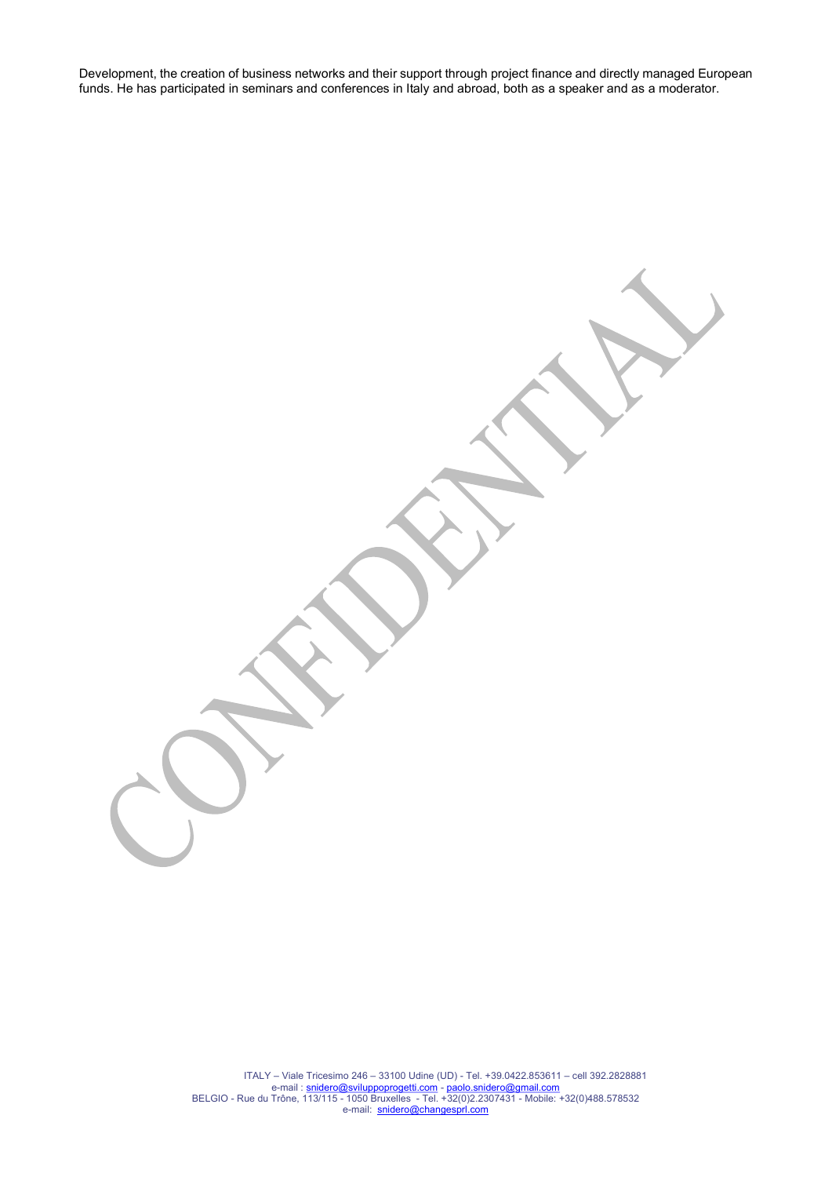Development, the creation of business networks and their support through project finance and directly managed European funds. He has participated in seminars and conferences in Italy and abroad, both as a speaker and as a moderator.